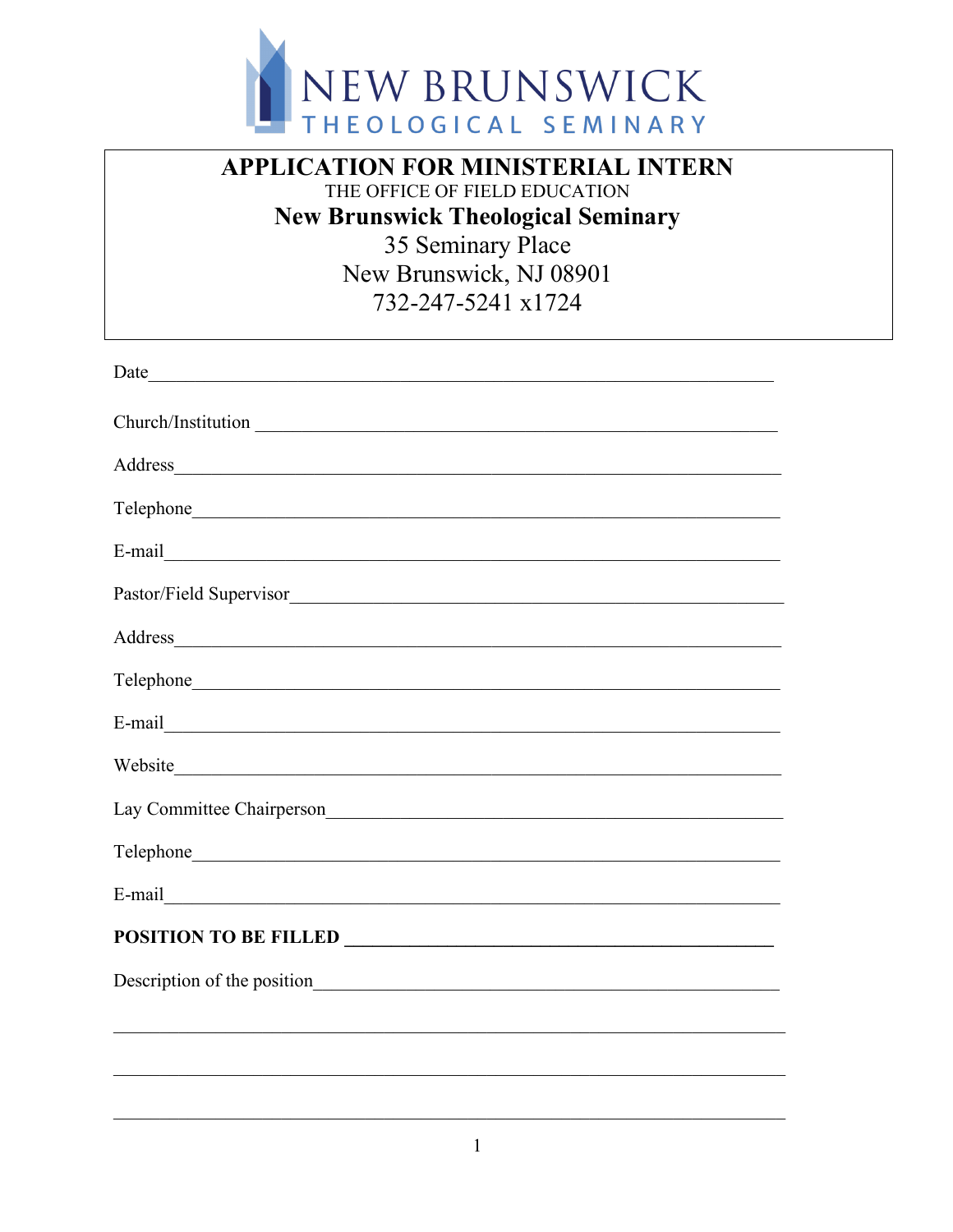NEW BRUNSWICK
THEOLOGICAL SEMINARY

# APPLICATION FOR MINISTERIAL INTERN

THE OFFICE OF FIELD EDUCATION

**New Brunswick Theological Seminary**

35 Seminary Place

New Brunswick, NJ 08901

732-247-5241 x1724

Date\_\_\_\_\_\_\_\_\_\_\_\_\_\_\_\_\_\_\_\_\_\_\_\_\_\_\_\_\_\_\_\_\_\_\_\_\_\_\_\_\_\_\_\_\_\_\_\_\_\_\_\_\_\_\_\_\_\_\_\_

Church/Institution \_\_\_\_\_\_\_\_\_\_\_\_\_\_\_\_\_\_\_\_\_\_\_\_\_\_\_\_\_\_\_\_\_\_\_\_\_\_\_\_\_\_\_\_\_\_\_\_\_\_

Address\_\_\_\_\_\_\_\_\_\_\_\_\_\_\_\_\_\_\_\_\_\_\_\_\_\_\_\_\_\_\_\_\_\_\_\_\_\_\_\_\_\_\_\_\_\_\_\_\_\_\_\_\_\_\_\_\_\_\_\_

Telephone\_\_\_\_\_\_\_\_\_\_\_\_\_\_\_\_\_\_\_\_\_\_\_\_\_\_\_\_\_\_\_\_\_\_\_\_\_\_\_\_\_\_\_\_\_\_\_\_\_\_\_\_\_\_\_\_\_\_

E-mail\_\_\_\_\_\_\_\_\_\_\_\_\_\_\_\_\_\_\_\_\_\_\_\_\_\_\_\_\_\_\_\_\_\_\_\_\_\_\_\_\_\_\_\_\_\_\_\_\_\_\_\_\_\_\_\_\_\_\_\_\_

Pastor/Field Supervisor\_\_\_\_\_\_\_\_\_\_\_\_\_\_\_\_\_\_\_\_\_\_\_\_\_\_\_\_\_\_\_\_\_\_\_\_\_\_\_\_\_\_\_\_\_\_\_\_

Address\_\_\_\_\_\_\_\_\_\_\_\_\_\_\_\_\_\_\_\_\_\_\_\_\_\_\_\_\_\_\_\_\_\_\_\_\_\_\_\_\_\_\_\_\_\_\_\_\_\_\_\_\_\_\_\_\_\_\_\_

Telephone\_\_\_\_\_\_\_\_\_\_\_\_\_\_\_\_\_\_\_\_\_\_\_\_\_\_\_\_\_\_\_\_\_\_\_\_\_\_\_\_\_\_\_\_\_\_\_\_\_\_\_\_\_\_\_\_\_\_

E-mail\_\_\_\_\_\_\_\_\_\_\_\_\_\_\_\_\_\_\_\_\_\_\_\_\_\_\_\_\_\_\_\_\_\_\_\_\_\_\_\_\_\_\_\_\_\_\_\_\_\_\_\_\_\_\_\_\_\_\_\_\_

Website\_\_\_\_\_\_\_\_\_\_\_\_\_\_\_\_\_\_\_\_\_\_\_\_\_\_\_\_\_\_\_\_\_\_\_\_\_\_\_\_\_\_\_\_\_\_\_\_\_\_\_\_\_\_\_\_\_\_\_\_

Lay Committee Chairperson\_\_\_\_\_\_\_\_\_\_\_\_\_\_\_\_\_\_\_\_\_\_\_\_\_\_\_\_\_\_\_\_\_\_\_\_\_\_\_\_\_\_\_\_

Telephone\_\_\_\_\_\_\_\_\_\_\_\_\_\_\_\_\_\_\_\_\_\_\_\_\_\_\_\_\_\_\_\_\_\_\_\_\_\_\_\_\_\_\_\_\_\_\_\_\_\_\_\_\_\_\_\_\_\_

E-mail\_\_\_\_\_\_\_\_\_\_\_\_\_\_\_\_\_\_\_\_\_\_\_\_\_\_\_\_\_\_\_\_\_\_\_\_\_\_\_\_\_\_\_\_\_\_\_\_\_\_\_\_\_\_\_\_\_\_\_\_\_

**POSITION TO BE FILLED** \_\_\_\_\_\_\_\_\_\_\_\_\_\_\_\_\_\_\_\_\_\_\_\_\_\_\_\_\_\_\_\_\_\_\_\_\_\_\_\_\_\_\_\_

Description of the position\_\_\_\_\_\_\_\_\_\_\_\_\_\_\_\_\_\_\_\_\_\_\_\_\_\_\_\_\_\_\_\_\_\_\_\_\_\_\_\_\_\_\_\_\_

\_\_\_\_\_\_\_\_\_\_\_\_\_\_\_\_\_\_\_\_\_\_\_\_\_\_\_\_\_\_\_\_\_\_\_\_\_\_\_\_\_\_\_\_\_\_\_\_\_\_\_\_\_\_\_\_\_\_\_\_\_\_\_\_\_\_\_\_\_

\_\_\_\_\_\_\_\_\_\_\_\_\_\_\_\_\_\_\_\_\_\_\_\_\_\_\_\_\_\_\_\_\_\_\_\_\_\_\_\_\_\_\_\_\_\_\_\_\_\_\_\_\_\_\_\_\_\_\_\_\_\_\_\_\_\_\_\_\_

\_\_\_\_\_\_\_\_\_\_\_\_\_\_\_\_\_\_\_\_\_\_\_\_\_\_\_\_\_\_\_\_\_\_\_\_\_\_\_\_\_\_\_\_\_\_\_\_\_\_\_\_\_\_\_\_\_\_\_\_\_\_\_\_\_\_\_\_\_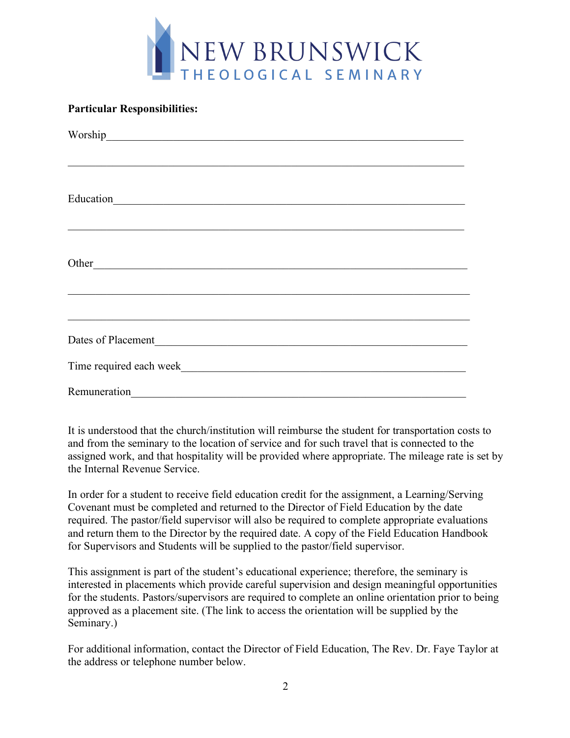**Particular Responsibilities:**

Worship___________________________________________________________________

__________________________________________________________________________

Education_________________________________________________________________

__________________________________________________________________________

Other_____________________________________________________________________

__________________________________________________________________________

__________________________________________________________________________

Dates of Placement________________________________________________________

Time required each week___________________________________________________

Remuneration______________________________________________________________

It is understood that the church/institution will reimburse the student for transportation costs to and from the seminary to the location of service and for such travel that is connected to the assigned work, and that hospitality will be provided where appropriate. The mileage rate is set by the Internal Revenue Service.

In order for a student to receive field education credit for the assignment, a Learning/Serving Covenant must be completed and returned to the Director of Field Education by the date required. The pastor/field supervisor will also be required to complete appropriate evaluations and return them to the Director by the required date. A copy of the Field Education Handbook for Supervisors and Students will be supplied to the pastor/field supervisor.

This assignment is part of the student's educational experience; therefore, the seminary is interested in placements which provide careful supervision and design meaningful opportunities for the students. Pastors/supervisors are required to complete an online orientation prior to being approved as a placement site. (The link to access the orientation will be supplied by the Seminary.)

For additional information, contact the Director of Field Education, The Rev. Dr. Faye Taylor at the address or telephone number below.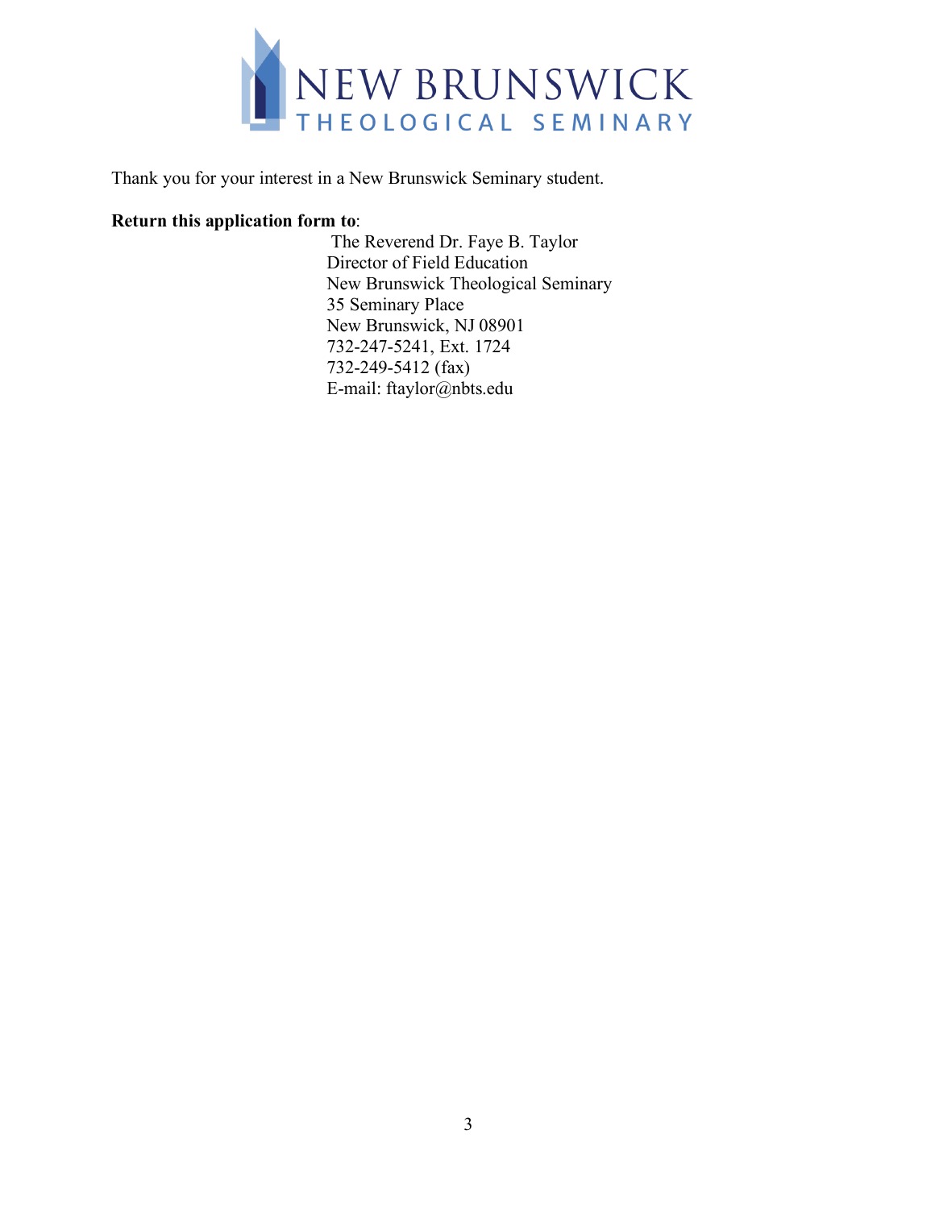NEW BRUNSWICK
THEOLOGICAL SEMINARY

Thank you for your interest in a New Brunswick Seminary student.

**Return this application form to**:

The Reverend Dr. Faye B. Taylor
Director of Field Education
New Brunswick Theological Seminary
35 Seminary Place
New Brunswick, NJ 08901
732-247-5241, Ext. 1724
732-249-5412 (fax)
E-mail: ftaylor@nbts.edu